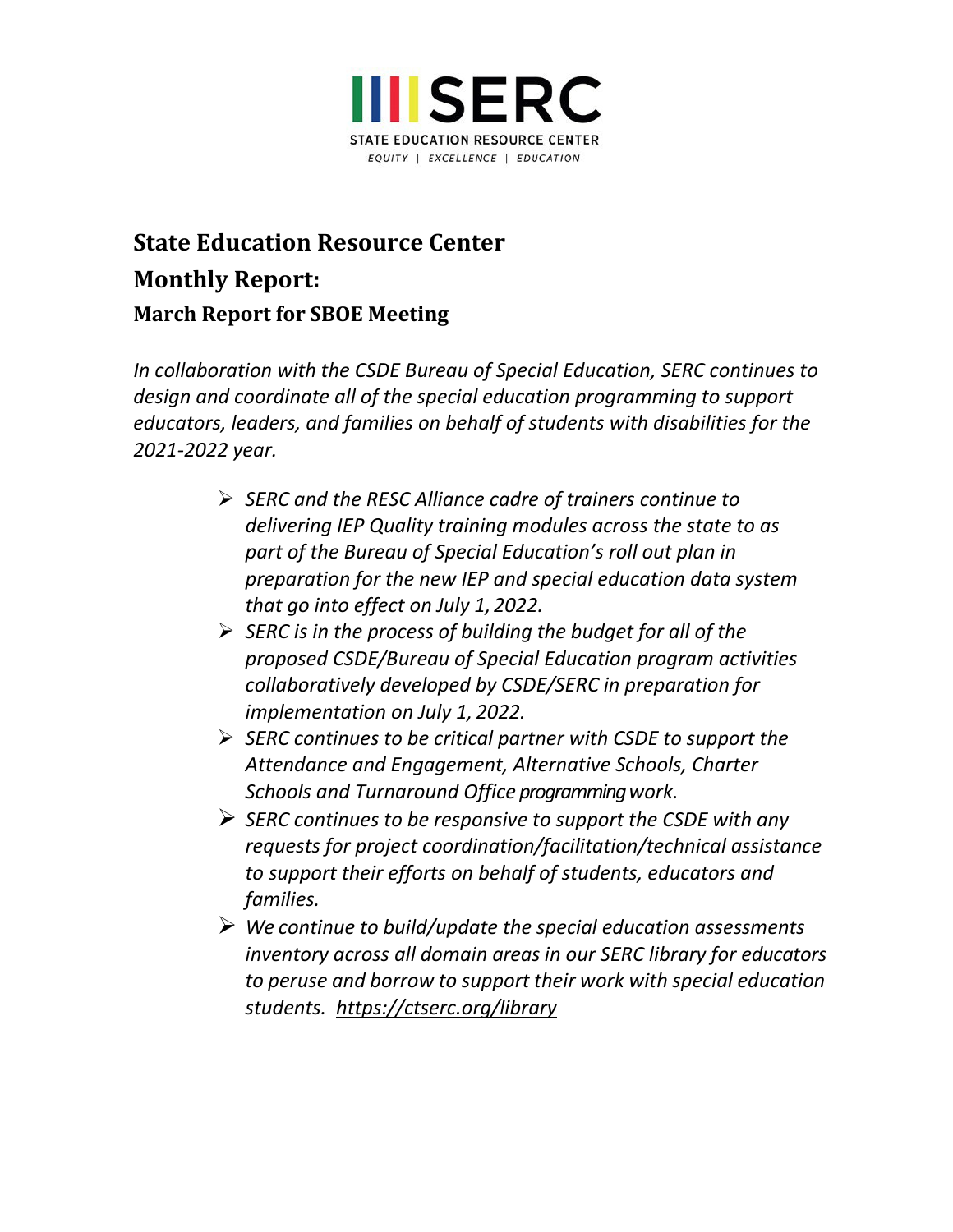SERC

STATE EDUCATION RESOURCE CENTER

*EQUITY | EXCELLENCE | EDUCATION*

# State Education Resource Center

# Monthly Report:

## March Report for SBOE Meeting

*In collaboration with the CSDE Bureau of Special Education, SERC continues to design and coordinate all of the special education programming to support educators, leaders, and families on behalf of students with disabilities for the 2021-2022 year.*

- *SERC and the RESC Alliance cadre of trainers continue to delivering IEP Quality training modules across the state to as part of the Bureau of Special Education's roll out plan in preparation for the new IEP and special education data system that go into effect on July 1, 2022.*
- *SERC is in the process of building the budget for all of the proposed CSDE/Bureau of Special Education program activities collaboratively developed by CSDE/SERC in preparation for implementation on July 1, 2022.*
- *SERC continues to be critical partner with CSDE to support the Attendance and Engagement, Alternative Schools, Charter Schools and Turnaround Office programming work.*
- *SERC continues to be responsive to support the CSDE with any requests for project coordination/facilitation/technical assistance to support their efforts on behalf of students, educators and families.*
- *We continue to build/update the special education assessments inventory across all domain areas in our SERC library for educators to peruse and borrow to support their work with special education students. https://ctserc.org/library*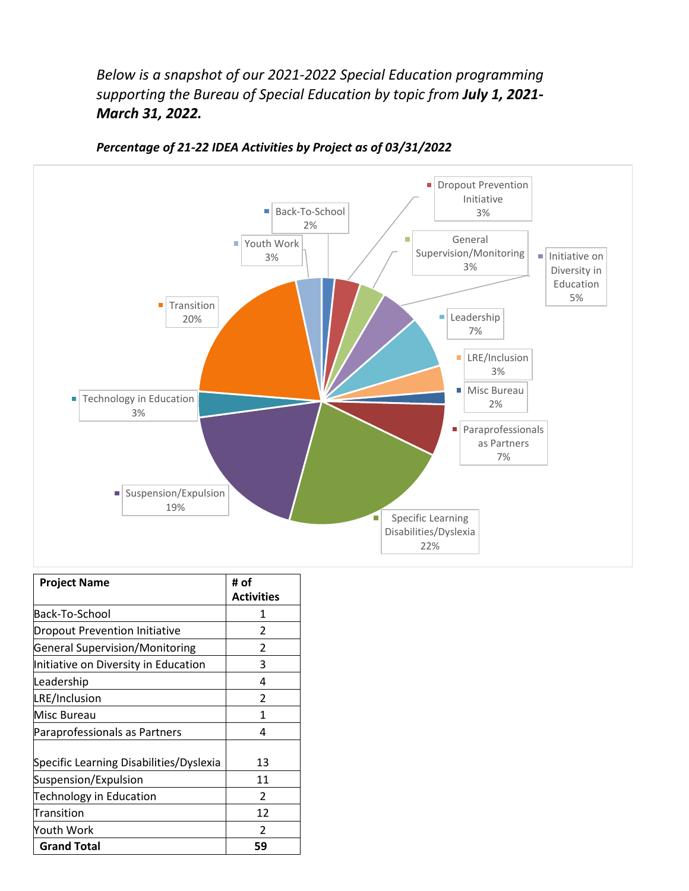*Below is a snapshot of our 2021-2022 Special Education programming supporting the Bureau of Special Education by topic from **July 1, 2021-March 31, 2022.***

***Percentage of 21-22 IDEA Activities by Project as of 03/31/2022***

Back-To-School 2%
Dropout Prevention Initiative 3%
General Supervision/Monitoring 3%
Initiative on Diversity in Education 5%
Leadership 7%
LRE/Inclusion 3%
Misc Bureau 2%
Paraprofessionals as Partners 7%
Specific Learning Disabilities/Dyslexia 22%
Suspension/Expulsion 19%
Technology in Education 3%
Transition 20%
Youth Work 3%

| **Project Name** | **# of Activities** |
|---|---|
| Back-To-School | 1 |
| Dropout Prevention Initiative | 2 |
| General Supervision/Monitoring | 2 |
| Initiative on Diversity in Education | 3 |
| Leadership | 4 |
| LRE/Inclusion | 2 |
| Misc Bureau | 1 |
| Paraprofessionals as Partners | 4 |
| Specific Learning Disabilities/Dyslexia | 13 |
| Suspension/Expulsion | 11 |
| Technology in Education | 2 |
| Transition | 12 |
| Youth Work | 2 |
| **Grand Total** | **59** |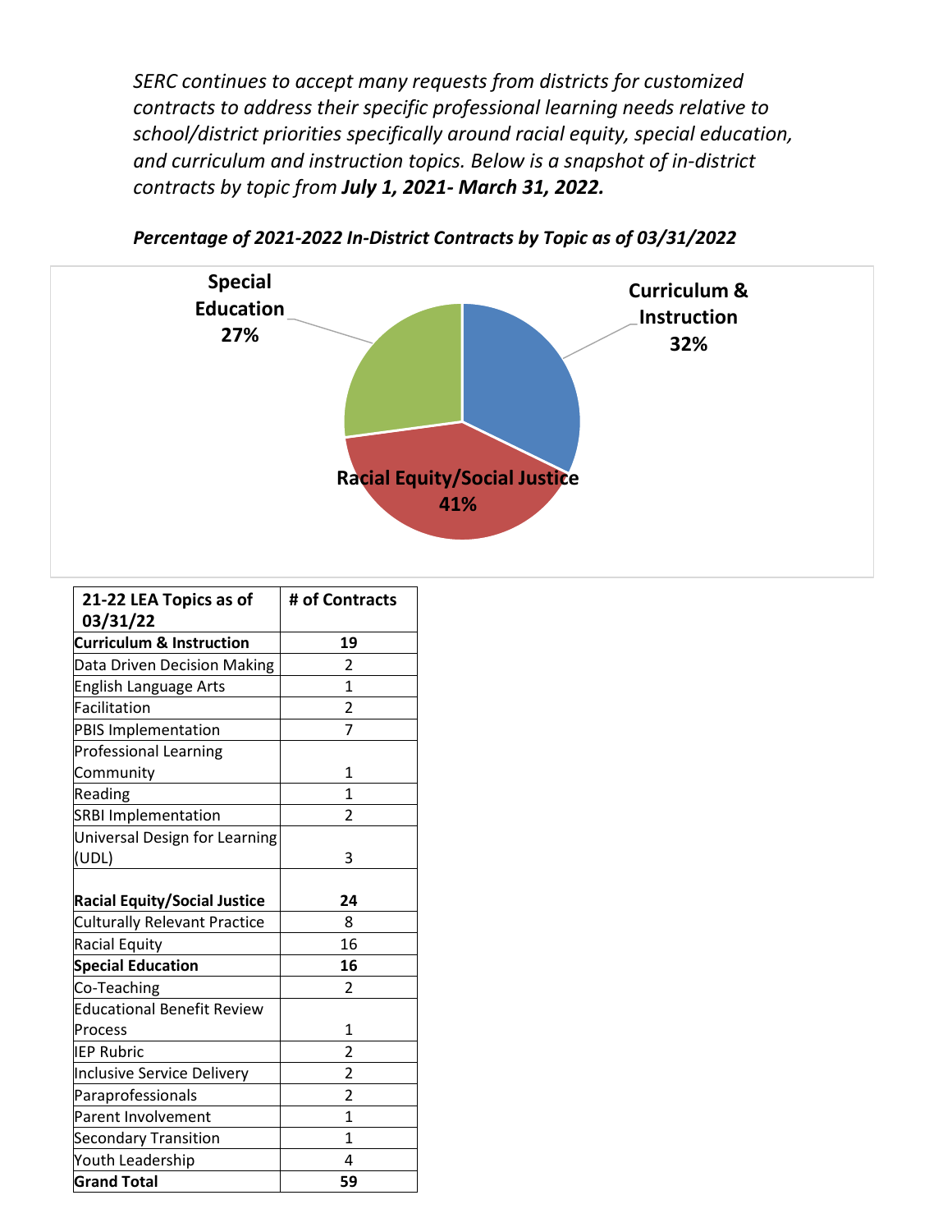*SERC continues to accept many requests from districts for customized contracts to address their specific professional learning needs relative to school/district priorities specifically around racial equity, special education, and curriculum and instruction topics. Below is a snapshot of in-district contracts by topic from* ***July 1, 2021- March 31, 2022.***

***Percentage of 2021-2022 In-District Contracts by Topic as of 03/31/2022***

**Special Education 27%**

**Curriculum & Instruction 32%**

**Racial Equity/Social Justice 41%**

| 21-22 LEA Topics as of 03/31/22 | # of Contracts |
|---|---|
| **Curriculum & Instruction** | **19** |
| Data Driven Decision Making | 2 |
| English Language Arts | 1 |
| Facilitation | 2 |
| PBIS Implementation | 7 |
| Professional Learning Community | 1 |
| Reading | 1 |
| SRBI Implementation | 2 |
| Universal Design for Learning (UDL) | 3 |
| **Racial Equity/Social Justice** | **24** |
| Culturally Relevant Practice | 8 |
| Racial Equity | 16 |
| **Special Education** | **16** |
| Co-Teaching | 2 |
| Educational Benefit Review Process | 1 |
| IEP Rubric | 2 |
| Inclusive Service Delivery | 2 |
| Paraprofessionals | 2 |
| Parent Involvement | 1 |
| Secondary Transition | 1 |
| Youth Leadership | 4 |
| **Grand Total** | **59** |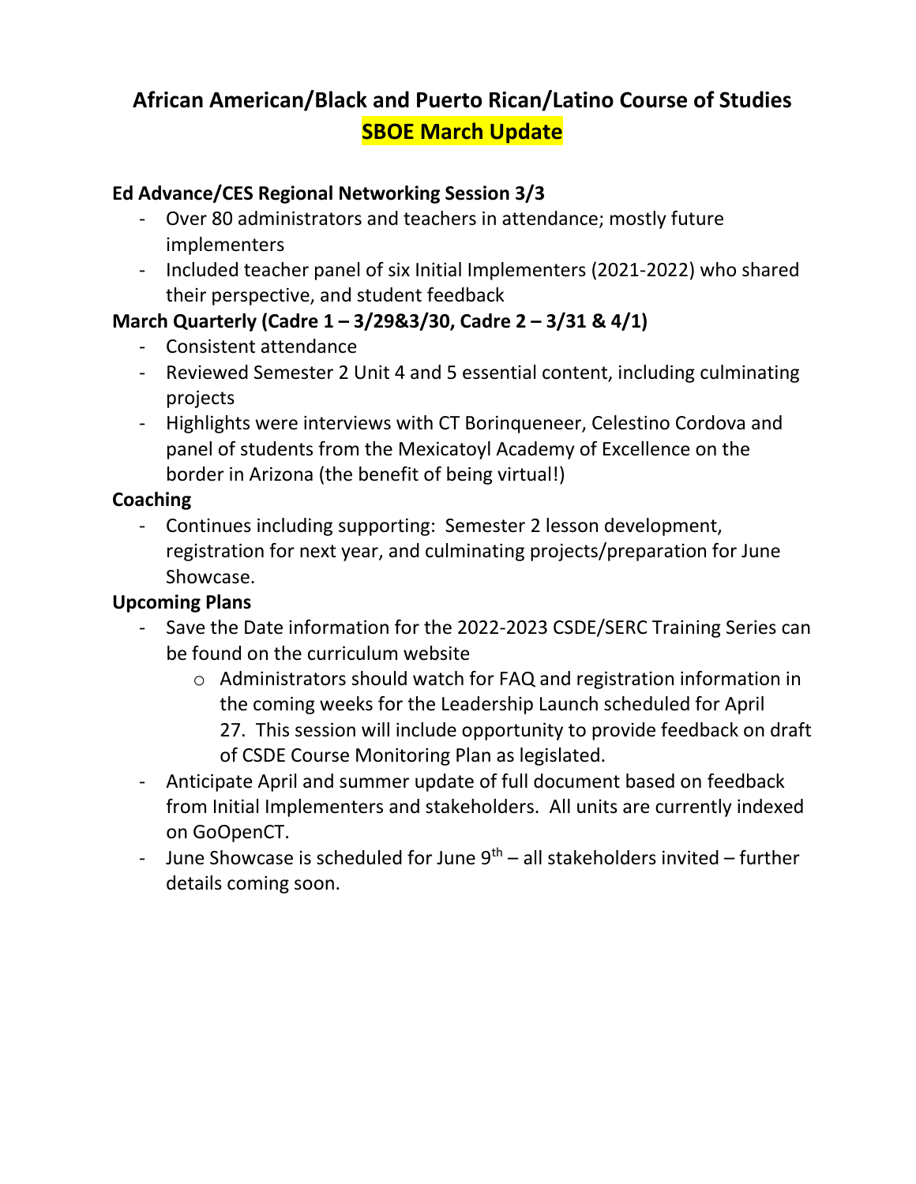# African American/Black and Puerto Rican/Latino Course of Studies

## SBOE March Update

**Ed Advance/CES Regional Networking Session 3/3**

- Over 80 administrators and teachers in attendance; mostly future implementers
- Included teacher panel of six Initial Implementers (2021-2022) who shared their perspective, and student feedback

**March Quarterly (Cadre 1 – 3/29&3/30, Cadre 2 – 3/31 & 4/1)**

- Consistent attendance
- Reviewed Semester 2 Unit 4 and 5 essential content, including culminating projects
- Highlights were interviews with CT Borinqueneer, Celestino Cordova and panel of students from the Mexicatoyl Academy of Excellence on the border in Arizona (the benefit of being virtual!)

**Coaching**

- Continues including supporting: Semester 2 lesson development, registration for next year, and culminating projects/preparation for June Showcase.

**Upcoming Plans**

- Save the Date information for the 2022-2023 CSDE/SERC Training Series can be found on the curriculum website
    - Administrators should watch for FAQ and registration information in the coming weeks for the Leadership Launch scheduled for April 27. This session will include opportunity to provide feedback on draft of CSDE Course Monitoring Plan as legislated.
- Anticipate April and summer update of full document based on feedback from Initial Implementers and stakeholders. All units are currently indexed on GoOpenCT.
- June Showcase is scheduled for June 9th – all stakeholders invited – further details coming soon.